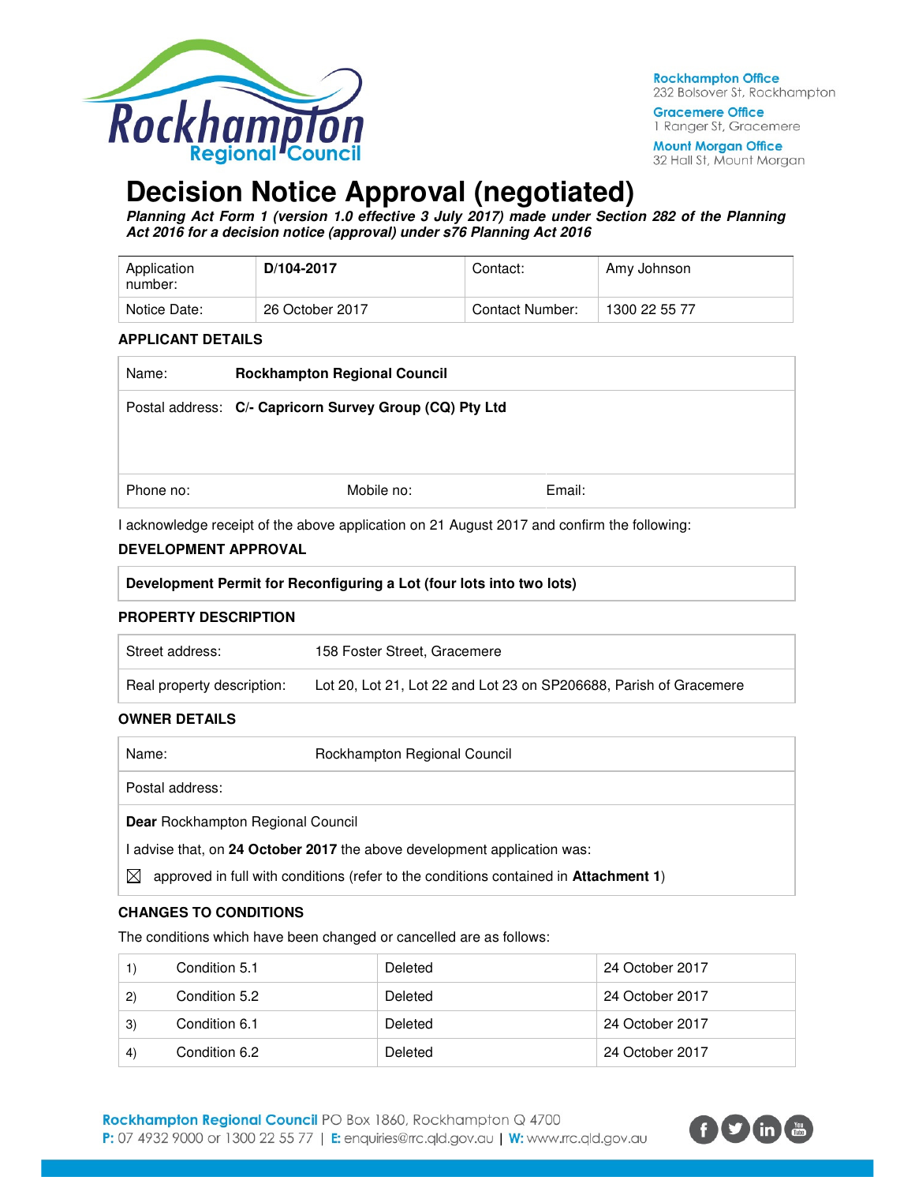Rockhampton Regional Council

**Rockhampton Office**
232 Bolsover St, Rockhampton

**Gracemere Office**
1 Ranger St, Gracemere

**Mount Morgan Office**
32 Hall St, Mount Morgan

# Decision Notice Approval (negotiated)

***Planning Act Form 1 (version 1.0 effective 3 July 2017) made under Section 282 of the Planning Act 2016 for a decision notice (approval) under s76 Planning Act 2016***

| Application number: | **D/104-2017** | Contact: | Amy Johnson |
|---|---|---|---|
| Notice Date: | 26 October 2017 | Contact Number: | 1300 22 55 77 |

### APPLICANT DETAILS

| Name: | **Rockhampton Regional Council** | |
|---|---|---|
| Postal address: | **C/- Capricorn Survey Group (CQ) Pty Ltd** | |
| Phone no: | Mobile no: | Email: |

I acknowledge receipt of the above application on 21 August 2017 and confirm the following:

### DEVELOPMENT APPROVAL

| **Development Permit for Reconfiguring a Lot (four lots into two lots)** |
|---|

### PROPERTY DESCRIPTION

| Street address: | 158 Foster Street, Gracemere |
|---|---|
| Real property description: | Lot 20, Lot 21, Lot 22 and Lot 23 on SP206688, Parish of Gracemere |

### OWNER DETAILS

| Name: | Rockhampton Regional Council |
|---|---|
| Postal address: | |

**Dear** Rockhampton Regional Council

I advise that, on **24 October 2017** the above development application was:

☒ approved in full with conditions (refer to the conditions contained in **Attachment 1**)

### CHANGES TO CONDITIONS

The conditions which have been changed or cancelled are as follows:

| | | | |
|---|---|---|---|
| 1) | Condition 5.1 | Deleted | 24 October 2017 |
| 2) | Condition 5.2 | Deleted | 24 October 2017 |
| 3) | Condition 6.1 | Deleted | 24 October 2017 |
| 4) | Condition 6.2 | Deleted | 24 October 2017 |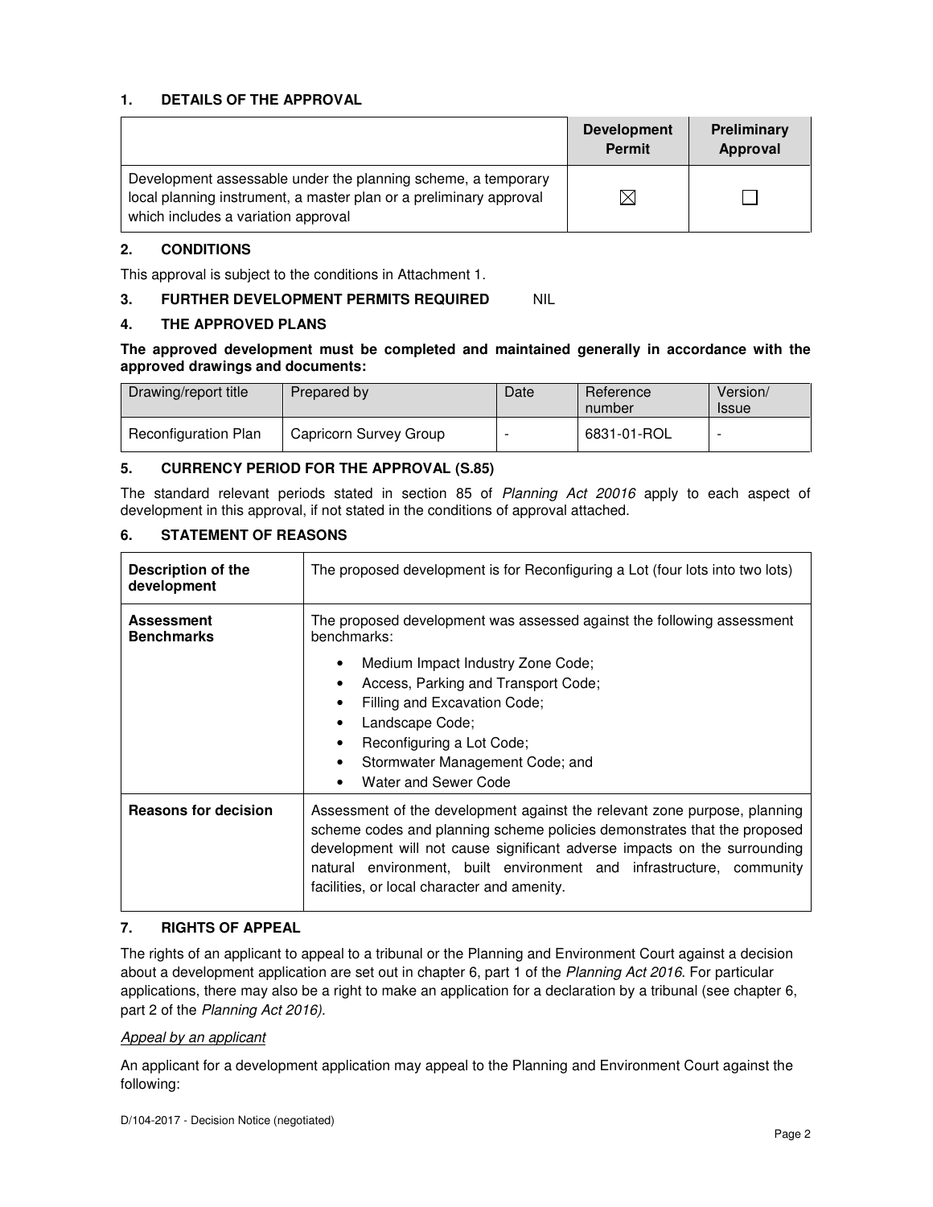## 1. DETAILS OF THE APPROVAL

| | Development Permit | Preliminary Approval |
|---|---|---|
| Development assessable under the planning scheme, a temporary local planning instrument, a master plan or a preliminary approval which includes a variation approval | ☒ | ☐ |

## 2. CONDITIONS

This approval is subject to the conditions in Attachment 1.

## 3. FURTHER DEVELOPMENT PERMITS REQUIRED NIL

## 4. THE APPROVED PLANS

**The approved development must be completed and maintained generally in accordance with the approved drawings and documents:**

| Drawing/report title | Prepared by | Date | Reference number | Version/ Issue |
|---|---|---|---|---|
| Reconfiguration Plan | Capricorn Survey Group | - | 6831-01-ROL | - |

## 5. CURRENCY PERIOD FOR THE APPROVAL (S.85)

The standard relevant periods stated in section 85 of *Planning Act 20016* apply to each aspect of development in this approval, if not stated in the conditions of approval attached.

## 6. STATEMENT OF REASONS

| | |
|---|---|
| **Description of the development** | The proposed development is for Reconfiguring a Lot (four lots into two lots) |
| **Assessment Benchmarks** | The proposed development was assessed against the following assessment benchmarks:<br>• Medium Impact Industry Zone Code;<br>• Access, Parking and Transport Code;<br>• Filling and Excavation Code;<br>• Landscape Code;<br>• Reconfiguring a Lot Code;<br>• Stormwater Management Code; and<br>• Water and Sewer Code |
| **Reasons for decision** | Assessment of the development against the relevant zone purpose, planning scheme codes and planning scheme policies demonstrates that the proposed development will not cause significant adverse impacts on the surrounding natural environment, built environment and infrastructure, community facilities, or local character and amenity. |

## 7. RIGHTS OF APPEAL

The rights of an applicant to appeal to a tribunal or the Planning and Environment Court against a decision about a development application are set out in chapter 6, part 1 of the *Planning Act 2016*. For particular applications, there may also be a right to make an application for a declaration by a tribunal (see chapter 6, part 2 of the *Planning Act 2016).*

*Appeal by an applicant*

An applicant for a development application may appeal to the Planning and Environment Court against the following: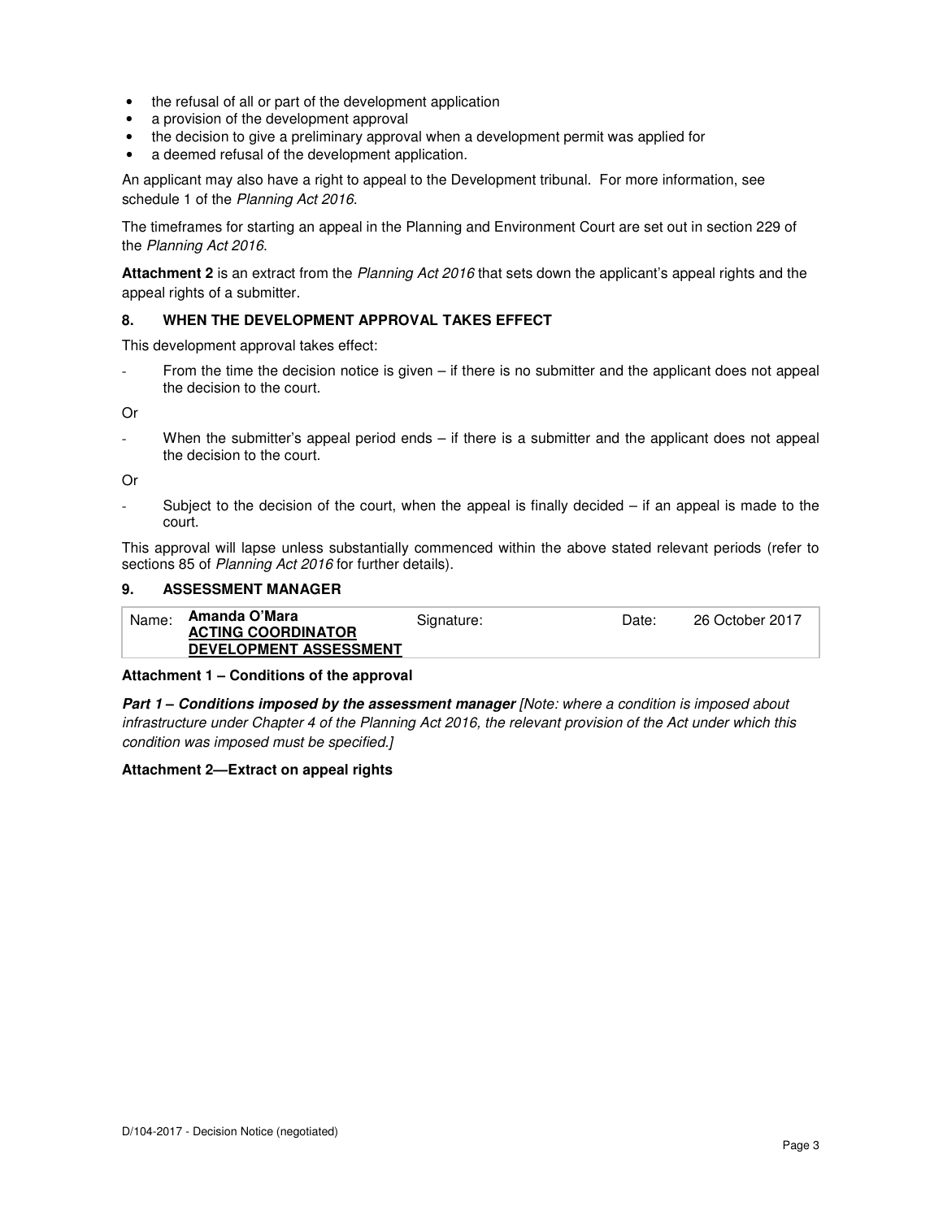- the refusal of all or part of the development application
- a provision of the development approval
- the decision to give a preliminary approval when a development permit was applied for
- a deemed refusal of the development application.

An applicant may also have a right to appeal to the Development tribunal. For more information, see schedule 1 of the *Planning Act 2016*.

The timeframes for starting an appeal in the Planning and Environment Court are set out in section 229 of the *Planning Act 2016*.

**Attachment 2** is an extract from the *Planning Act 2016* that sets down the applicant's appeal rights and the appeal rights of a submitter.

### 8. WHEN THE DEVELOPMENT APPROVAL TAKES EFFECT

This development approval takes effect:

- From the time the decision notice is given – if there is no submitter and the applicant does not appeal the decision to the court.

Or

- When the submitter's appeal period ends – if there is a submitter and the applicant does not appeal the decision to the court.

Or

- Subject to the decision of the court, when the appeal is finally decided – if an appeal is made to the court.

This approval will lapse unless substantially commenced within the above stated relevant periods (refer to sections 85 of *Planning Act 2016* for further details).

### 9. ASSESSMENT MANAGER

| Name: | **Amanda O'Mara** **ACTING COORDINATOR DEVELOPMENT ASSESSMENT** | Signature: | | Date: | 26 October 2017 |
|---|---|---|---|---|---|

**Attachment 1 – Conditions of the approval**

***Part 1 – Conditions imposed by the assessment manager*** *[Note: where a condition is imposed about infrastructure under Chapter 4 of the Planning Act 2016, the relevant provision of the Act under which this condition was imposed must be specified.]*

**Attachment 2—Extract on appeal rights**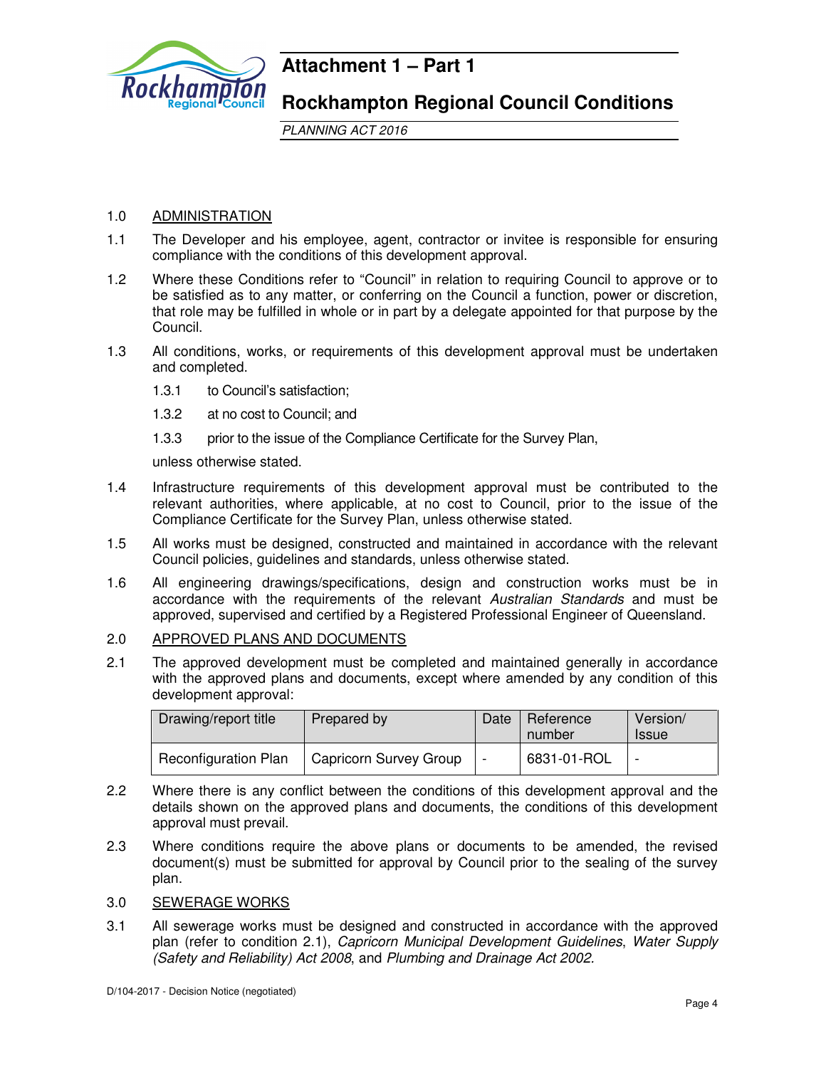# Attachment 1 – Part 1

## Rockhampton Regional Council Conditions

*PLANNING ACT 2016*

1.0 ADMINISTRATION

1.1 The Developer and his employee, agent, contractor or invitee is responsible for ensuring compliance with the conditions of this development approval.

1.2 Where these Conditions refer to "Council" in relation to requiring Council to approve or to be satisfied as to any matter, or conferring on the Council a function, power or discretion, that role may be fulfilled in whole or in part by a delegate appointed for that purpose by the Council.

1.3 All conditions, works, or requirements of this development approval must be undertaken and completed.

1.3.1 to Council's satisfaction;

1.3.2 at no cost to Council; and

1.3.3 prior to the issue of the Compliance Certificate for the Survey Plan,

unless otherwise stated.

1.4 Infrastructure requirements of this development approval must be contributed to the relevant authorities, where applicable, at no cost to Council, prior to the issue of the Compliance Certificate for the Survey Plan, unless otherwise stated.

1.5 All works must be designed, constructed and maintained in accordance with the relevant Council policies, guidelines and standards, unless otherwise stated.

1.6 All engineering drawings/specifications, design and construction works must be in accordance with the requirements of the relevant *Australian Standards* and must be approved, supervised and certified by a Registered Professional Engineer of Queensland.

2.0 APPROVED PLANS AND DOCUMENTS

2.1 The approved development must be completed and maintained generally in accordance with the approved plans and documents, except where amended by any condition of this development approval:

| Drawing/report title | Prepared by | Date | Reference number | Version/ Issue |
|---|---|---|---|---|
| Reconfiguration Plan | Capricorn Survey Group | - | 6831-01-ROL | - |

2.2 Where there is any conflict between the conditions of this development approval and the details shown on the approved plans and documents, the conditions of this development approval must prevail.

2.3 Where conditions require the above plans or documents to be amended, the revised document(s) must be submitted for approval by Council prior to the sealing of the survey plan.

3.0 SEWERAGE WORKS

3.1 All sewerage works must be designed and constructed in accordance with the approved plan (refer to condition 2.1), *Capricorn Municipal Development Guidelines*, *Water Supply (Safety and Reliability) Act 2008*, and *Plumbing and Drainage Act 2002*.

D/104-2017 - Decision Notice (negotiated)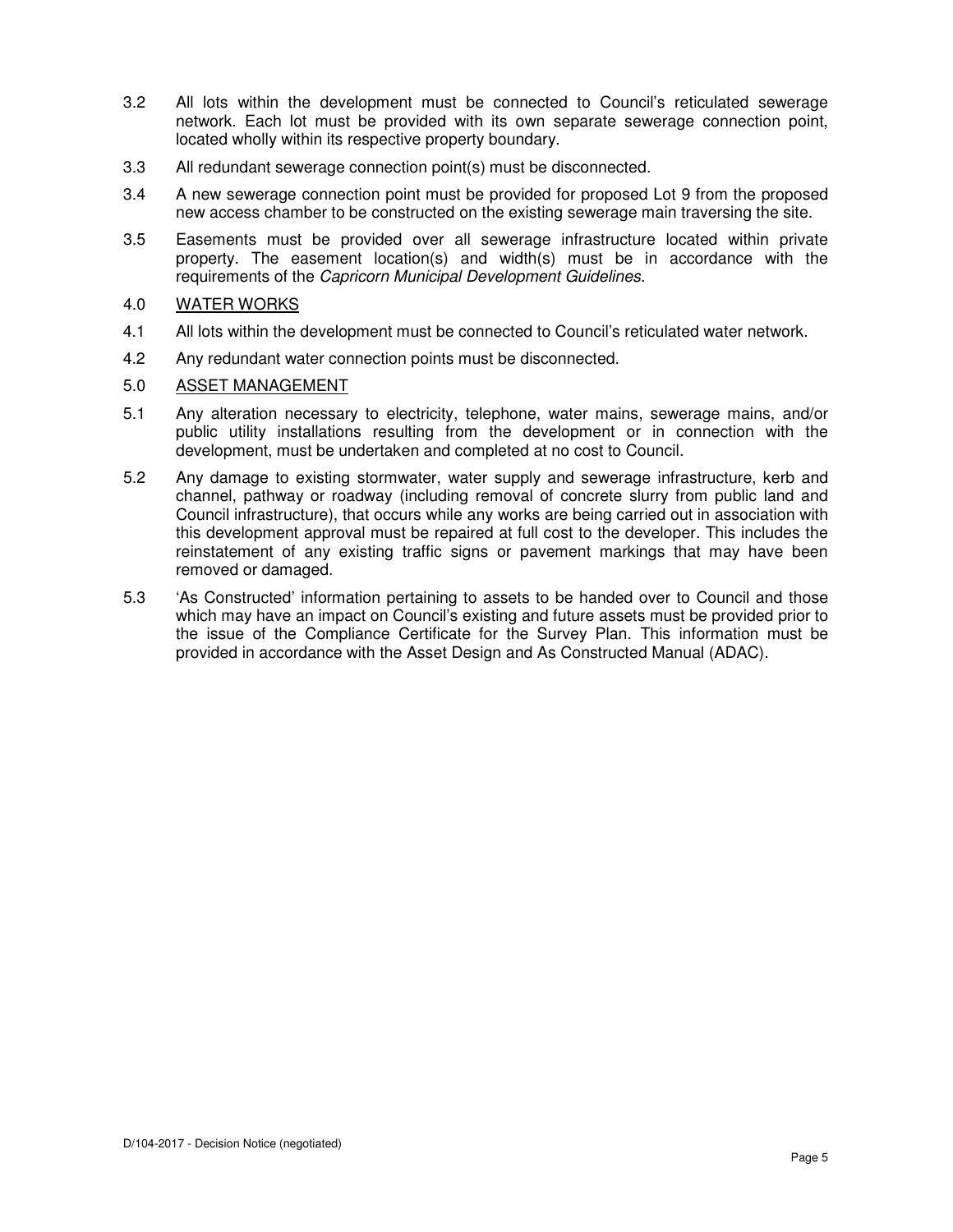3.2 All lots within the development must be connected to Council's reticulated sewerage network. Each lot must be provided with its own separate sewerage connection point, located wholly within its respective property boundary.

3.3 All redundant sewerage connection point(s) must be disconnected.

3.4 A new sewerage connection point must be provided for proposed Lot 9 from the proposed new access chamber to be constructed on the existing sewerage main traversing the site.

3.5 Easements must be provided over all sewerage infrastructure located within private property. The easement location(s) and width(s) must be in accordance with the requirements of the *Capricorn Municipal Development Guidelines*.

4.0 <u>WATER WORKS</u>

4.1 All lots within the development must be connected to Council's reticulated water network.

4.2 Any redundant water connection points must be disconnected.

5.0 <u>ASSET MANAGEMENT</u>

5.1 Any alteration necessary to electricity, telephone, water mains, sewerage mains, and/or public utility installations resulting from the development or in connection with the development, must be undertaken and completed at no cost to Council.

5.2 Any damage to existing stormwater, water supply and sewerage infrastructure, kerb and channel, pathway or roadway (including removal of concrete slurry from public land and Council infrastructure), that occurs while any works are being carried out in association with this development approval must be repaired at full cost to the developer. This includes the reinstatement of any existing traffic signs or pavement markings that may have been removed or damaged.

5.3 'As Constructed' information pertaining to assets to be handed over to Council and those which may have an impact on Council's existing and future assets must be provided prior to the issue of the Compliance Certificate for the Survey Plan. This information must be provided in accordance with the Asset Design and As Constructed Manual (ADAC).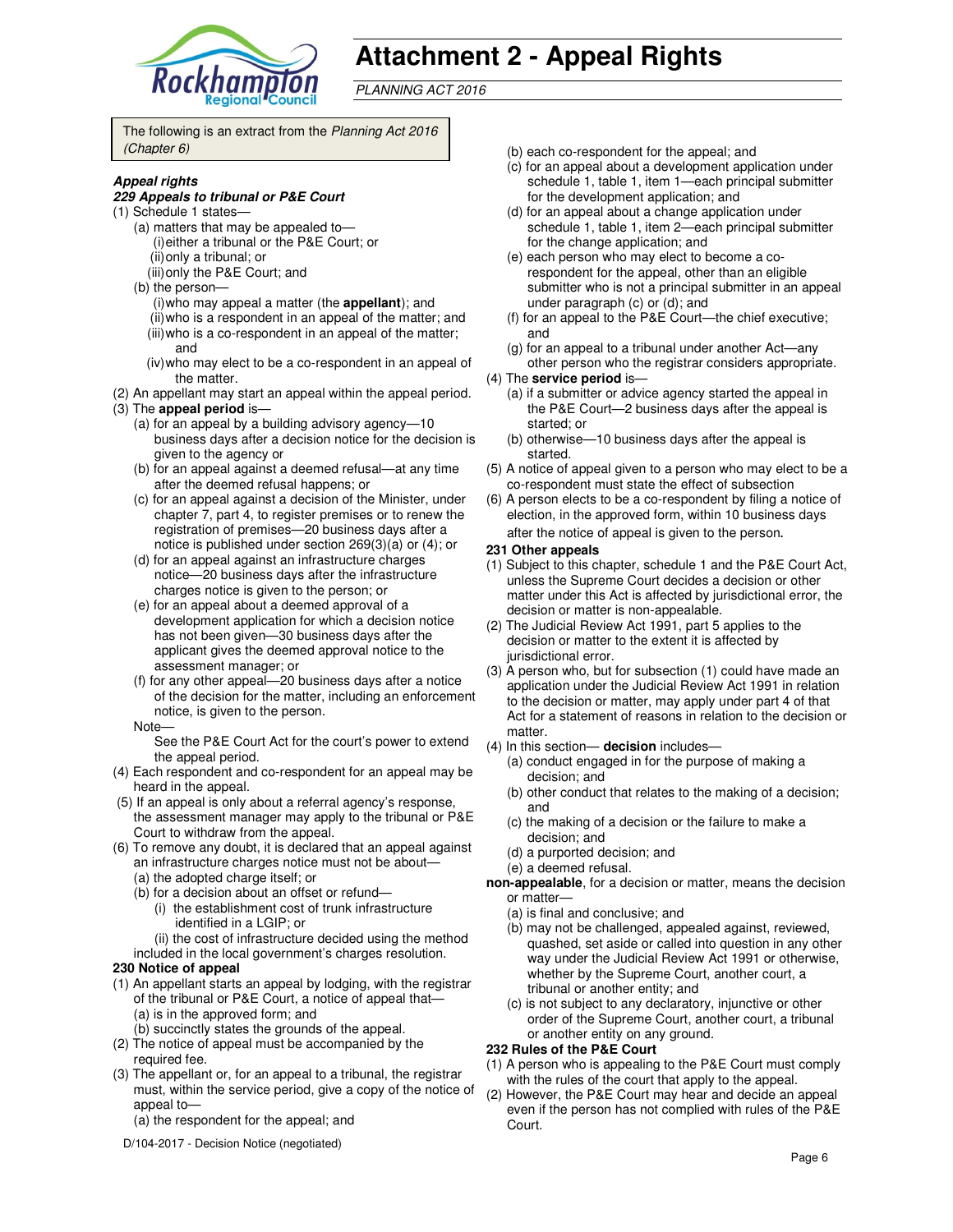# Attachment 2 - Appeal Rights

*PLANNING ACT 2016*

The following is an extract from the *Planning Act 2016 (Chapter 6)*

***Appeal rights***

***229 Appeals to tribunal or P&E Court***

(1) Schedule 1 states—

(a) matters that may be appealed to—

(i) either a tribunal or the P&E Court; or

(ii) only a tribunal; or

(iii) only the P&E Court; and

(b) the person—

(i) who may appeal a matter (the **appellant**); and

(ii) who is a respondent in an appeal of the matter; and

(iii) who is a co-respondent in an appeal of the matter; and

(iv) who may elect to be a co-respondent in an appeal of the matter.

(2) An appellant may start an appeal within the appeal period.

(3) The **appeal period** is—

(a) for an appeal by a building advisory agency—10 business days after a decision notice for the decision is given to the agency or

(b) for an appeal against a deemed refusal—at any time after the deemed refusal happens; or

(c) for an appeal against a decision of the Minister, under chapter 7, part 4, to register premises or to renew the registration of premises—20 business days after a notice is published under section 269(3)(a) or (4); or

(d) for an appeal against an infrastructure charges notice—20 business days after the infrastructure charges notice is given to the person; or

(e) for an appeal about a deemed approval of a development application for which a decision notice has not been given—30 business days after the applicant gives the deemed approval notice to the assessment manager; or

(f) for any other appeal—20 business days after a notice of the decision for the matter, including an enforcement notice, is given to the person.

Note—

See the P&E Court Act for the court's power to extend the appeal period.

(4) Each respondent and co-respondent for an appeal may be heard in the appeal.

(5) If an appeal is only about a referral agency's response, the assessment manager may apply to the tribunal or P&E Court to withdraw from the appeal.

(6) To remove any doubt, it is declared that an appeal against an infrastructure charges notice must not be about—

(a) the adopted charge itself; or

(b) for a decision about an offset or refund—

(i) the establishment cost of trunk infrastructure identified in a LGIP; or

(ii) the cost of infrastructure decided using the method included in the local government's charges resolution.

**230 Notice of appeal**

(1) An appellant starts an appeal by lodging, with the registrar of the tribunal or P&E Court, a notice of appeal that—

(a) is in the approved form; and

(b) succinctly states the grounds of the appeal.

(2) The notice of appeal must be accompanied by the required fee.

(3) The appellant or, for an appeal to a tribunal, the registrar must, within the service period, give a copy of the notice of appeal to—

(a) the respondent for the appeal; and

(b) each co-respondent for the appeal; and

(c) for an appeal about a development application under schedule 1, table 1, item 1—each principal submitter for the development application; and

(d) for an appeal about a change application under schedule 1, table 1, item 2—each principal submitter for the change application; and

(e) each person who may elect to become a co-respondent for the appeal, other than an eligible submitter who is not a principal submitter in an appeal under paragraph (c) or (d); and

(f) for an appeal to the P&E Court—the chief executive; and

(g) for an appeal to a tribunal under another Act—any other person who the registrar considers appropriate.

(4) The **service period** is—

(a) if a submitter or advice agency started the appeal in the P&E Court—2 business days after the appeal is started; or

(b) otherwise—10 business days after the appeal is started.

(5) A notice of appeal given to a person who may elect to be a co-respondent must state the effect of subsection

(6) A person elects to be a co-respondent by filing a notice of election, in the approved form, within 10 business days after the notice of appeal is given to the person.

**231 Other appeals**

(1) Subject to this chapter, schedule 1 and the P&E Court Act, unless the Supreme Court decides a decision or other matter under this Act is affected by jurisdictional error, the decision or matter is non-appealable.

(2) The Judicial Review Act 1991, part 5 applies to the decision or matter to the extent it is affected by jurisdictional error.

(3) A person who, but for subsection (1) could have made an application under the Judicial Review Act 1991 in relation to the decision or matter, may apply under part 4 of that Act for a statement of reasons in relation to the decision or matter.

(4) In this section— **decision** includes—

(a) conduct engaged in for the purpose of making a decision; and

(b) other conduct that relates to the making of a decision; and

(c) the making of a decision or the failure to make a decision; and

(d) a purported decision; and

(e) a deemed refusal.

**non-appealable**, for a decision or matter, means the decision or matter—

(a) is final and conclusive; and

(b) may not be challenged, appealed against, reviewed, quashed, set aside or called into question in any other way under the Judicial Review Act 1991 or otherwise, whether by the Supreme Court, another court, a tribunal or another entity; and

(c) is not subject to any declaratory, injunctive or other order of the Supreme Court, another court, a tribunal or another entity on any ground.

**232 Rules of the P&E Court**

(1) A person who is appealing to the P&E Court must comply with the rules of the court that apply to the appeal.

(2) However, the P&E Court may hear and decide an appeal even if the person has not complied with rules of the P&E Court.

D/104-2017 - Decision Notice (negotiated)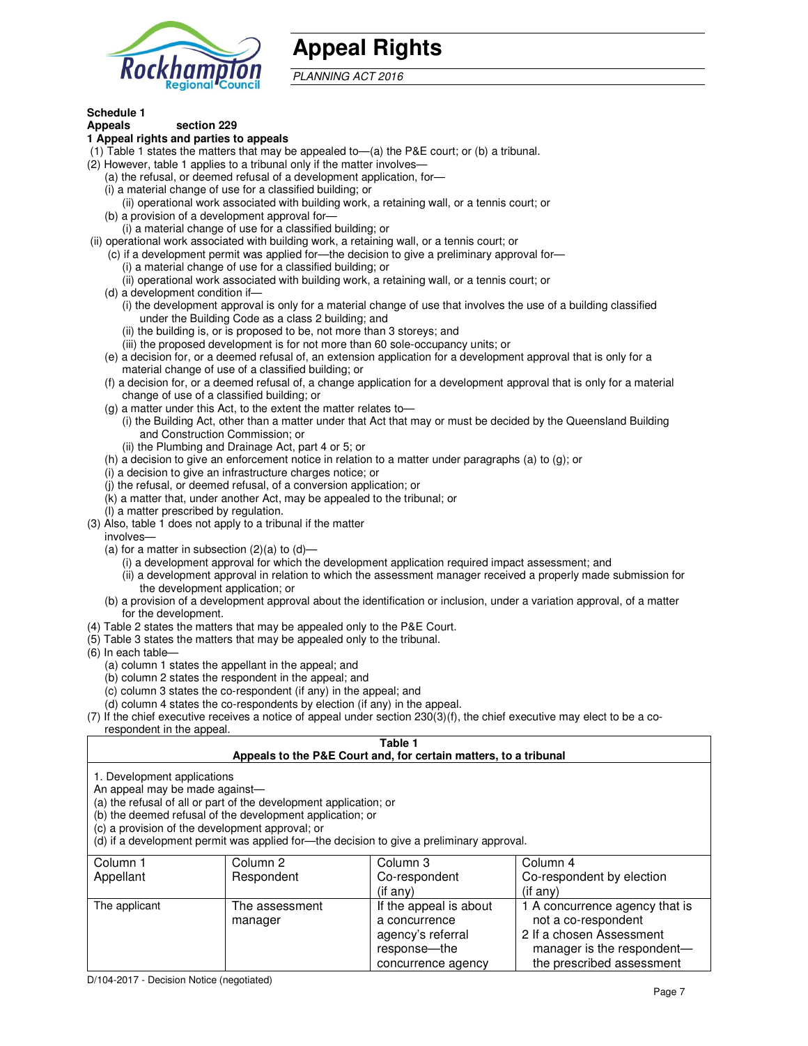# Appeal Rights

*PLANNING ACT 2016*

**Schedule 1**
**Appeals** **section 229**

**1 Appeal rights and parties to appeals**

(1) Table 1 states the matters that may be appealed to—(a) the P&E court; or (b) a tribunal.

(2) However, table 1 applies to a tribunal only if the matter involves—

(a) the refusal, or deemed refusal of a development application, for—

(i) a material change of use for a classified building; or

(ii) operational work associated with building work, a retaining wall, or a tennis court; or

(b) a provision of a development approval for—

(i) a material change of use for a classified building; or

(ii) operational work associated with building work, a retaining wall, or a tennis court; or

(c) if a development permit was applied for—the decision to give a preliminary approval for—

(i) a material change of use for a classified building; or

(ii) operational work associated with building work, a retaining wall, or a tennis court; or

(d) a development condition if—

(i) the development approval is only for a material change of use that involves the use of a building classified under the Building Code as a class 2 building; and

(ii) the building is, or is proposed to be, not more than 3 storeys; and

(iii) the proposed development is for not more than 60 sole-occupancy units; or

(e) a decision for, or a deemed refusal of, an extension application for a development approval that is only for a material change of use of a classified building; or

(f) a decision for, or a deemed refusal of, a change application for a development approval that is only for a material change of use of a classified building; or

(g) a matter under this Act, to the extent the matter relates to—

(i) the Building Act, other than a matter under that Act that may or must be decided by the Queensland Building and Construction Commission; or

(ii) the Plumbing and Drainage Act, part 4 or 5; or

(h) a decision to give an enforcement notice in relation to a matter under paragraphs (a) to (g); or

(i) a decision to give an infrastructure charges notice; or

(j) the refusal, or deemed refusal, of a conversion application; or

(k) a matter that, under another Act, may be appealed to the tribunal; or

(l) a matter prescribed by regulation.

(3) Also, table 1 does not apply to a tribunal if the matter involves—

(a) for a matter in subsection (2)(a) to (d)—

(i) a development approval for which the development application required impact assessment; and

(ii) a development approval in relation to which the assessment manager received a properly made submission for the development application; or

(b) a provision of a development approval about the identification or inclusion, under a variation approval, of a matter for the development.

(4) Table 2 states the matters that may be appealed only to the P&E Court.

(5) Table 3 states the matters that may be appealed only to the tribunal.

(6) In each table—

(a) column 1 states the appellant in the appeal; and

(b) column 2 states the respondent in the appeal; and

(c) column 3 states the co-respondent (if any) in the appeal; and

(d) column 4 states the co-respondents by election (if any) in the appeal.

(7) If the chief executive receives a notice of appeal under section 230(3)(f), the chief executive may elect to be a co-respondent in the appeal.

**Table 1**
**Appeals to the P&E Court and, for certain matters, to a tribunal**

1. Development applications

An appeal may be made against—

(a) the refusal of all or part of the development application; or

(b) the deemed refusal of the development application; or

(c) a provision of the development approval; or

(d) if a development permit was applied for—the decision to give a preliminary approval.

| Column 1<br>Appellant | Column 2<br>Respondent | Column 3<br>Co-respondent<br>(if any) | Column 4<br>Co-respondent by election<br>(if any) |
|---|---|---|---|
| The applicant | The assessment manager | If the appeal is about a concurrence agency's referral response—the concurrence agency | 1 A concurrence agency that is not a co-respondent<br>2 If a chosen Assessment manager is the respondent—the prescribed assessment |

D/104-2017 - Decision Notice (negotiated)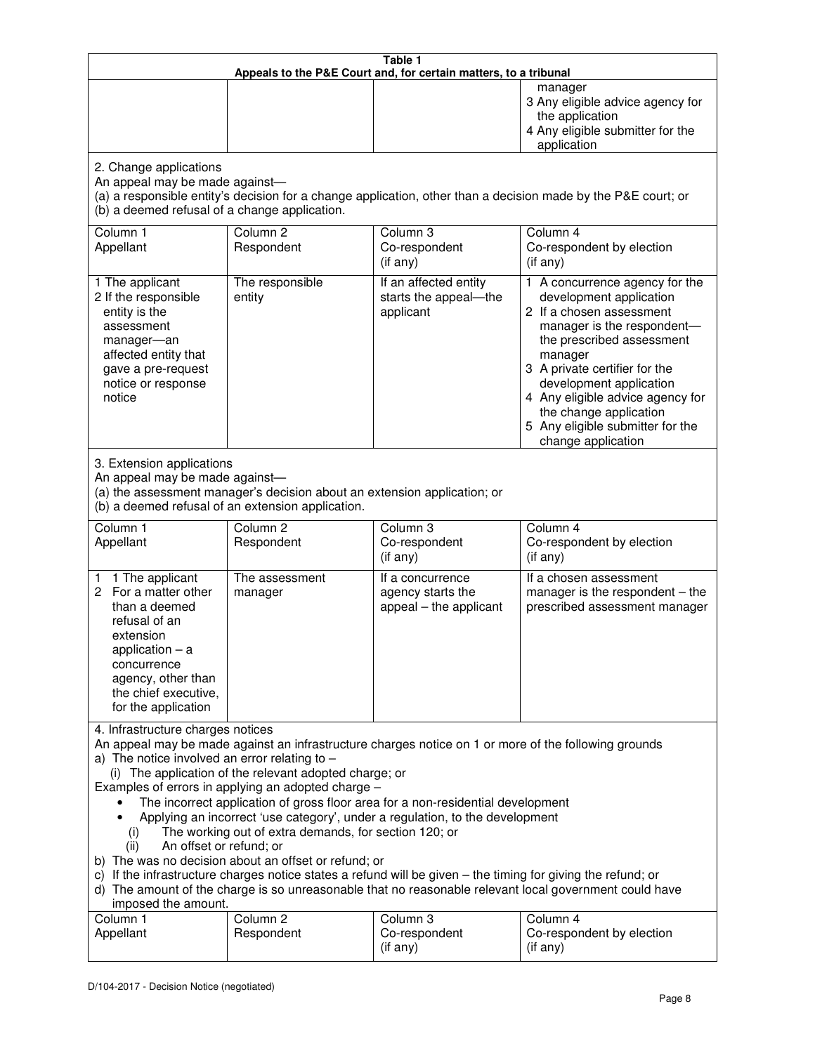**Table 1**
**Appeals to the P&E Court and, for certain matters, to a tribunal**

| | | | |
|---|---|---|---|
| | | | manager<br>3 Any eligible advice agency for the application<br>4 Any eligible submitter for the application |

2. Change applications
An appeal may be made against—
(a) a responsible entity's decision for a change application, other than a decision made by the P&E court; or
(b) a deemed refusal of a change application.

| Column 1<br>Appellant | Column 2<br>Respondent | Column 3<br>Co-respondent<br>(if any) | Column 4<br>Co-respondent by election<br>(if any) |
|---|---|---|---|
| 1 The applicant<br>2 If the responsible entity is the assessment manager—an affected entity that gave a pre-request notice or response notice | The responsible entity | If an affected entity starts the appeal—the applicant | 1 A concurrence agency for the development application<br>2 If a chosen assessment manager is the respondent—the prescribed assessment manager<br>3 A private certifier for the development application<br>4 Any eligible advice agency for the change application<br>5 Any eligible submitter for the change application |

3. Extension applications
An appeal may be made against—
(a) the assessment manager's decision about an extension application; or
(b) a deemed refusal of an extension application.

| Column 1<br>Appellant | Column 2<br>Respondent | Column 3<br>Co-respondent<br>(if any) | Column 4<br>Co-respondent by election<br>(if any) |
|---|---|---|---|
| 1 1 The applicant<br>2 For a matter other than a deemed refusal of an extension application – a concurrence agency, other than the chief executive, for the application | The assessment manager | If a concurrence agency starts the appeal – the applicant | If a chosen assessment manager is the respondent – the prescribed assessment manager |

4. Infrastructure charges notices
An appeal may be made against an infrastructure charges notice on 1 or more of the following grounds
a) The notice involved an error relating to –
(i) The application of the relevant adopted charge; or
Examples of errors in applying an adopted charge –
- The incorrect application of gross floor area for a non-residential development
- Applying an incorrect 'use category', under a regulation, to the development
(i) The working out of extra demands, for section 120; or
(ii) An offset or refund; or
b) The was no decision about an offset or refund; or
c) If the infrastructure charges notice states a refund will be given – the timing for giving the refund; or
d) The amount of the charge is so unreasonable that no reasonable relevant local government could have imposed the amount.

| Column 1<br>Appellant | Column 2<br>Respondent | Column 3<br>Co-respondent<br>(if any) | Column 4<br>Co-respondent by election<br>(if any) |
|---|---|---|---|

D/104-2017 - Decision Notice (negotiated)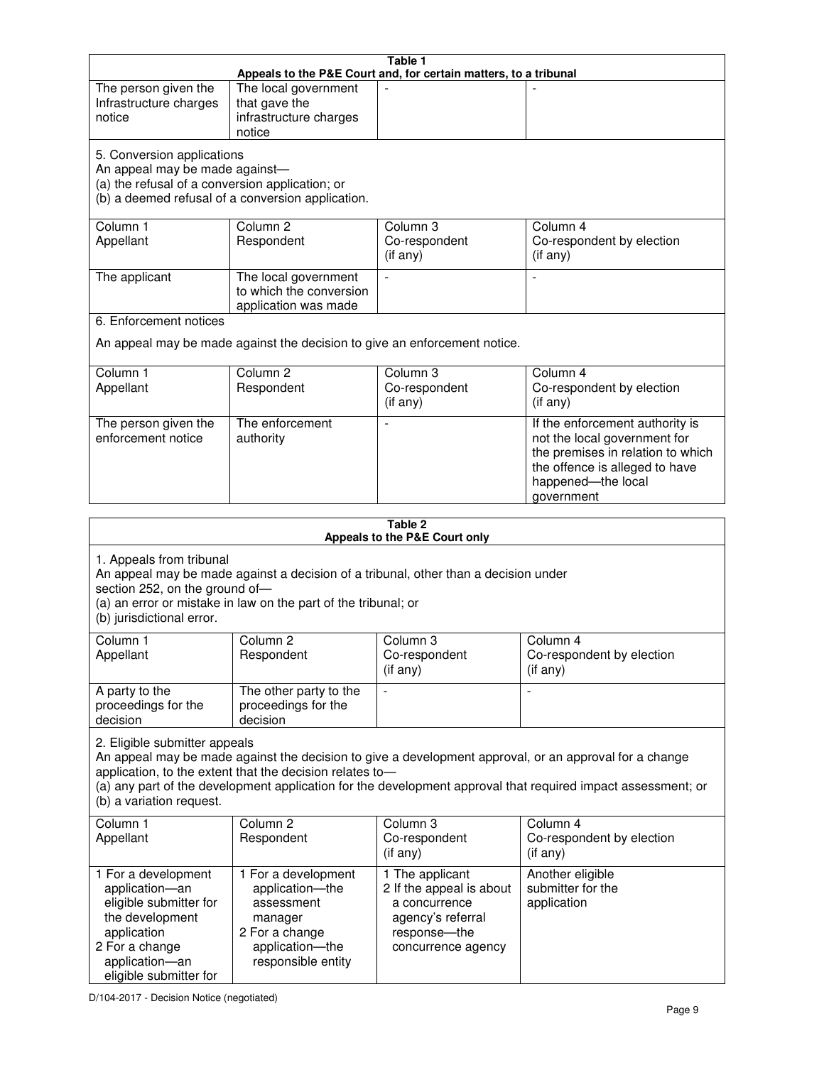**Table 1**
**Appeals to the P&E Court and, for certain matters, to a tribunal**

| | | | |
|---|---|---|---|
| The person given the Infrastructure charges notice | The local government that gave the infrastructure charges notice | - | - |

5. Conversion applications
An appeal may be made against—
(a) the refusal of a conversion application; or
(b) a deemed refusal of a conversion application.

| Column 1<br>Appellant | Column 2<br>Respondent | Column 3<br>Co-respondent<br>(if any) | Column 4<br>Co-respondent by election<br>(if any) |
|---|---|---|---|
| The applicant | The local government to which the conversion application was made | - | - |

6. Enforcement notices

An appeal may be made against the decision to give an enforcement notice.

| Column 1<br>Appellant | Column 2<br>Respondent | Column 3<br>Co-respondent<br>(if any) | Column 4<br>Co-respondent by election<br>(if any) |
|---|---|---|---|
| The person given the enforcement notice | The enforcement authority | - | If the enforcement authority is not the local government for the premises in relation to which the offence is alleged to have happened—the local government |

**Table 2**
**Appeals to the P&E Court only**

1. Appeals from tribunal
An appeal may be made against a decision of a tribunal, other than a decision under section 252, on the ground of—
(a) an error or mistake in law on the part of the tribunal; or
(b) jurisdictional error.

| Column 1<br>Appellant | Column 2<br>Respondent | Column 3<br>Co-respondent<br>(if any) | Column 4<br>Co-respondent by election<br>(if any) |
|---|---|---|---|
| A party to the proceedings for the decision | The other party to the proceedings for the decision | - | - |

2. Eligible submitter appeals
An appeal may be made against the decision to give a development approval, or an approval for a change application, to the extent that the decision relates to—
(a) any part of the development application for the development approval that required impact assessment; or
(b) a variation request.

| Column 1<br>Appellant | Column 2<br>Respondent | Column 3<br>Co-respondent<br>(if any) | Column 4<br>Co-respondent by election<br>(if any) |
|---|---|---|---|
| 1 For a development application—an eligible submitter for the development application<br>2 For a change application—an eligible submitter for | 1 For a development application—the assessment manager<br>2 For a change application—the responsible entity | 1 The applicant<br>2 If the appeal is about a concurrence agency's referral response—the concurrence agency | Another eligible submitter for the application |

D/104-2017 - Decision Notice (negotiated)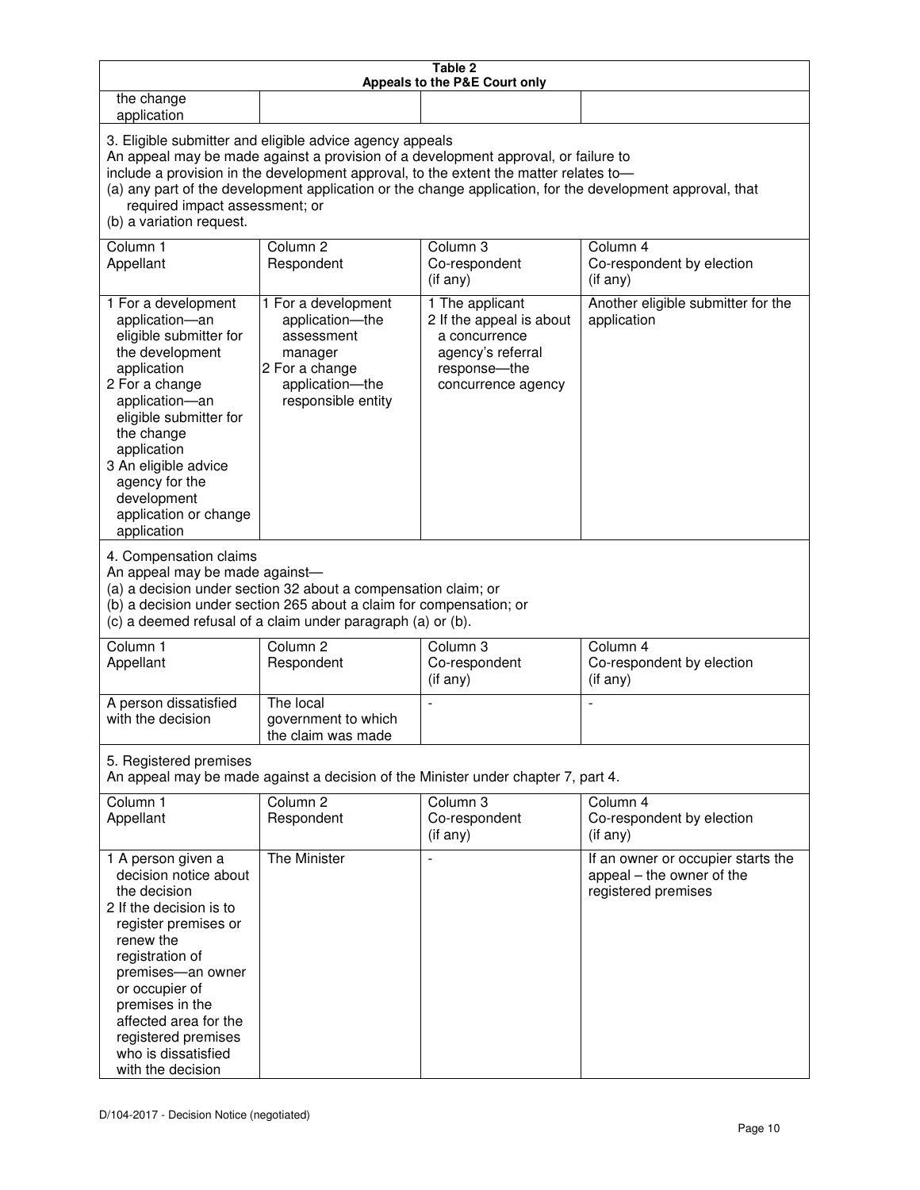| Table 2 | | | |
|---|---|---|---|
| **Appeals to the P&E Court only** | | | |
| the change application | | | |
| 3. Eligible submitter and eligible advice agency appeals<br>An appeal may be made against a provision of a development approval, or failure to include a provision in the development approval, to the extent the matter relates to—<br>(a) any part of the development application or the change application, for the development approval, that required impact assessment; or<br>(b) a variation request. | | | |
| Column 1<br>Appellant | Column 2<br>Respondent | Column 3<br>Co-respondent<br>(if any) | Column 4<br>Co-respondent by election<br>(if any) |
| 1 For a development application—an eligible submitter for the development application<br>2 For a change application—an eligible submitter for the change application<br>3 An eligible advice agency for the development application or change application | 1 For a development application—the assessment manager<br>2 For a change application—the responsible entity | 1 The applicant<br>2 If the appeal is about a concurrence agency's referral response—the concurrence agency | Another eligible submitter for the application |
| 4. Compensation claims<br>An appeal may be made against—<br>(a) a decision under section 32 about a compensation claim; or<br>(b) a decision under section 265 about a claim for compensation; or<br>(c) a deemed refusal of a claim under paragraph (a) or (b). | | | |
| Column 1<br>Appellant | Column 2<br>Respondent | Column 3<br>Co-respondent<br>(if any) | Column 4<br>Co-respondent by election<br>(if any) |
| A person dissatisfied with the decision | The local government to which the claim was made | - | - |
| 5. Registered premises<br>An appeal may be made against a decision of the Minister under chapter 7, part 4. | | | |
| Column 1<br>Appellant | Column 2<br>Respondent | Column 3<br>Co-respondent<br>(if any) | Column 4<br>Co-respondent by election<br>(if any) |
| 1 A person given a decision notice about the decision<br>2 If the decision is to register premises or renew the registration of premises—an owner or occupier of premises in the affected area for the registered premises who is dissatisfied with the decision | The Minister | - | If an owner or occupier starts the appeal – the owner of the registered premises |

D/104-2017 - Decision Notice (negotiated)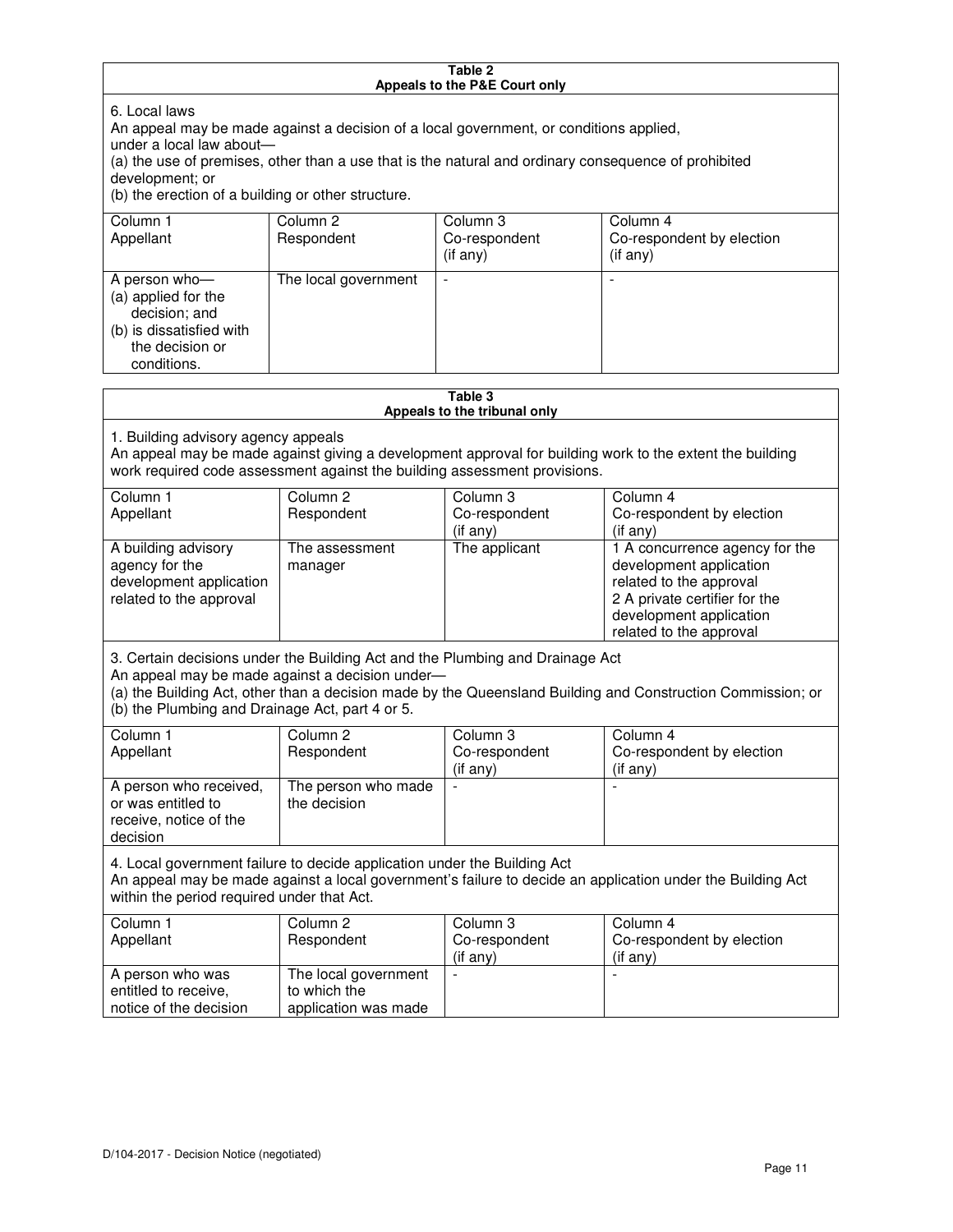**Table 2**
**Appeals to the P&E Court only**

6. Local laws
An appeal may be made against a decision of a local government, or conditions applied, under a local law about—
(a) the use of premises, other than a use that is the natural and ordinary consequence of prohibited development; or
(b) the erection of a building or other structure.

| Column 1<br>Appellant | Column 2<br>Respondent | Column 3<br>Co-respondent<br>(if any) | Column 4<br>Co-respondent by election<br>(if any) |
|---|---|---|---|
| A person who—<br>(a) applied for the decision; and<br>(b) is dissatisfied with the decision or conditions. | The local government | - | - |

**Table 3**
**Appeals to the tribunal only**

1. Building advisory agency appeals
An appeal may be made against giving a development approval for building work to the extent the building work required code assessment against the building assessment provisions.

| Column 1<br>Appellant | Column 2<br>Respondent | Column 3<br>Co-respondent<br>(if any) | Column 4<br>Co-respondent by election<br>(if any) |
|---|---|---|---|
| A building advisory agency for the development application related to the approval | The assessment manager | The applicant | 1 A concurrence agency for the development application related to the approval<br>2 A private certifier for the development application related to the approval |

3. Certain decisions under the Building Act and the Plumbing and Drainage Act
An appeal may be made against a decision under—
(a) the Building Act, other than a decision made by the Queensland Building and Construction Commission; or
(b) the Plumbing and Drainage Act, part 4 or 5.

| Column 1<br>Appellant | Column 2<br>Respondent | Column 3<br>Co-respondent<br>(if any) | Column 4<br>Co-respondent by election<br>(if any) |
|---|---|---|---|
| A person who received, or was entitled to receive, notice of the decision | The person who made the decision | - | - |

4. Local government failure to decide application under the Building Act
An appeal may be made against a local government's failure to decide an application under the Building Act within the period required under that Act.

| Column 1<br>Appellant | Column 2<br>Respondent | Column 3<br>Co-respondent<br>(if any) | Column 4<br>Co-respondent by election<br>(if any) |
|---|---|---|---|
| A person who was entitled to receive, notice of the decision | The local government to which the application was made | - | - |

D/104-2017 - Decision Notice (negotiated)